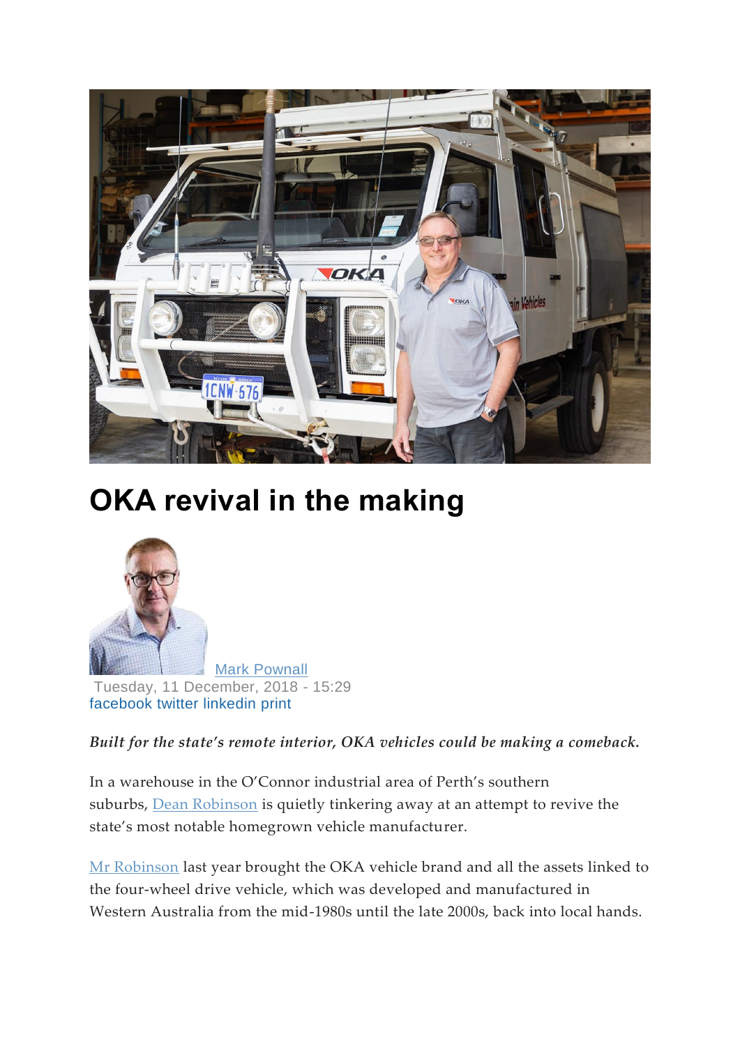# OKA revival in the making

Mark Pownall
Tuesday, 11 December, 2018 - 15:29
facebook twitter linkedin print

***Built for the state's remote interior, OKA vehicles could be making a comeback.***

In a warehouse in the O'Connor industrial area of Perth's southern suburbs, Dean Robinson is quietly tinkering away at an attempt to revive the state's most notable homegrown vehicle manufacturer.

Mr Robinson last year brought the OKA vehicle brand and all the assets linked to the four-wheel drive vehicle, which was developed and manufactured in Western Australia from the mid-1980s until the late 2000s, back into local hands.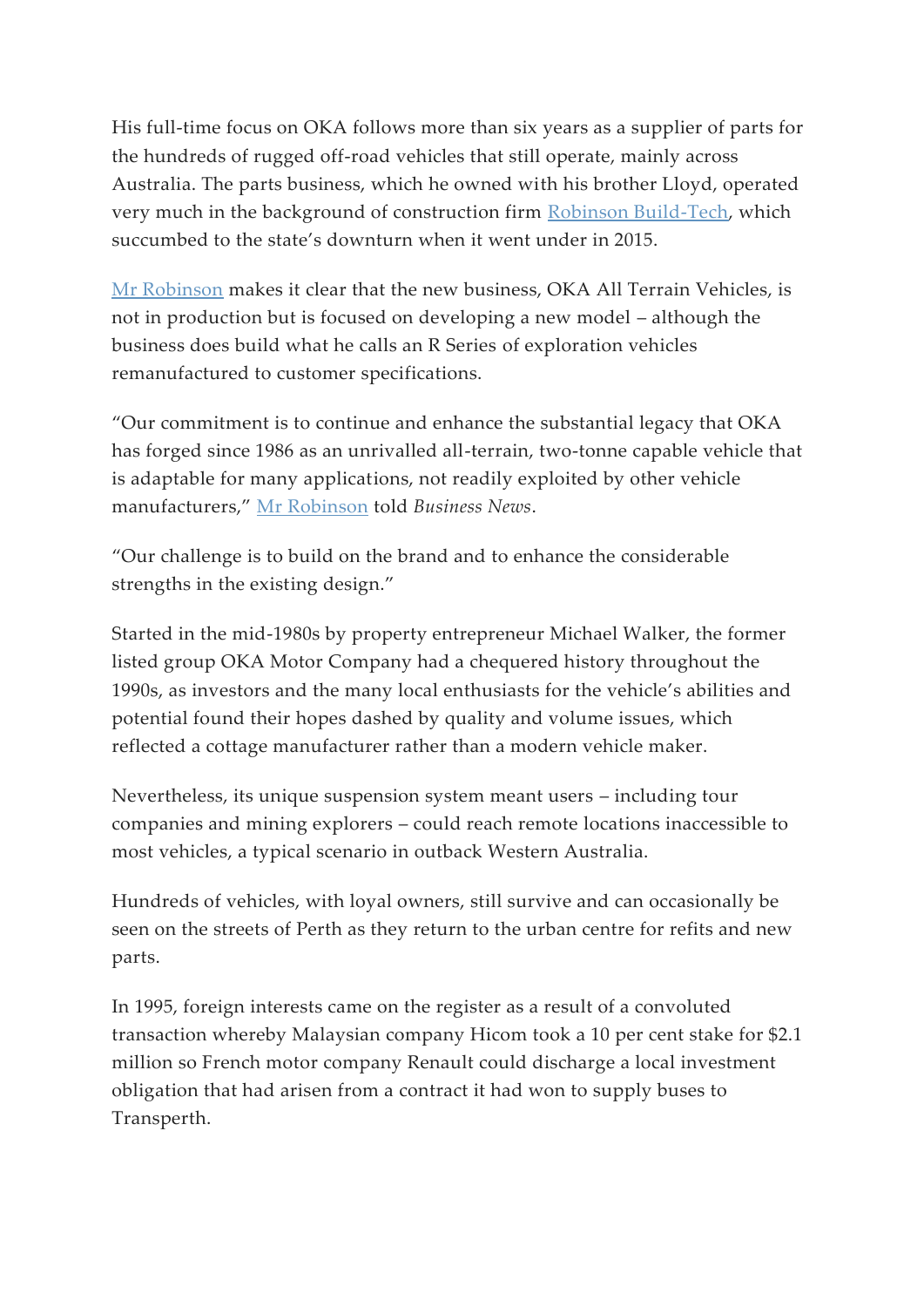His full-time focus on OKA follows more than six years as a supplier of parts for the hundreds of rugged off-road vehicles that still operate, mainly across Australia. The parts business, which he owned with his brother Lloyd, operated very much in the background of construction firm Robinson Build-Tech, which succumbed to the state's downturn when it went under in 2015.

Mr Robinson makes it clear that the new business, OKA All Terrain Vehicles, is not in production but is focused on developing a new model – although the business does build what he calls an R Series of exploration vehicles remanufactured to customer specifications.

"Our commitment is to continue and enhance the substantial legacy that OKA has forged since 1986 as an unrivalled all-terrain, two-tonne capable vehicle that is adaptable for many applications, not readily exploited by other vehicle manufacturers," Mr Robinson told *Business News*.

"Our challenge is to build on the brand and to enhance the considerable strengths in the existing design."

Started in the mid-1980s by property entrepreneur Michael Walker, the former listed group OKA Motor Company had a chequered history throughout the 1990s, as investors and the many local enthusiasts for the vehicle's abilities and potential found their hopes dashed by quality and volume issues, which reflected a cottage manufacturer rather than a modern vehicle maker.

Nevertheless, its unique suspension system meant users – including tour companies and mining explorers – could reach remote locations inaccessible to most vehicles, a typical scenario in outback Western Australia.

Hundreds of vehicles, with loyal owners, still survive and can occasionally be seen on the streets of Perth as they return to the urban centre for refits and new parts.

In 1995, foreign interests came on the register as a result of a convoluted transaction whereby Malaysian company Hicom took a 10 per cent stake for $2.1 million so French motor company Renault could discharge a local investment obligation that had arisen from a contract it had won to supply buses to Transperth.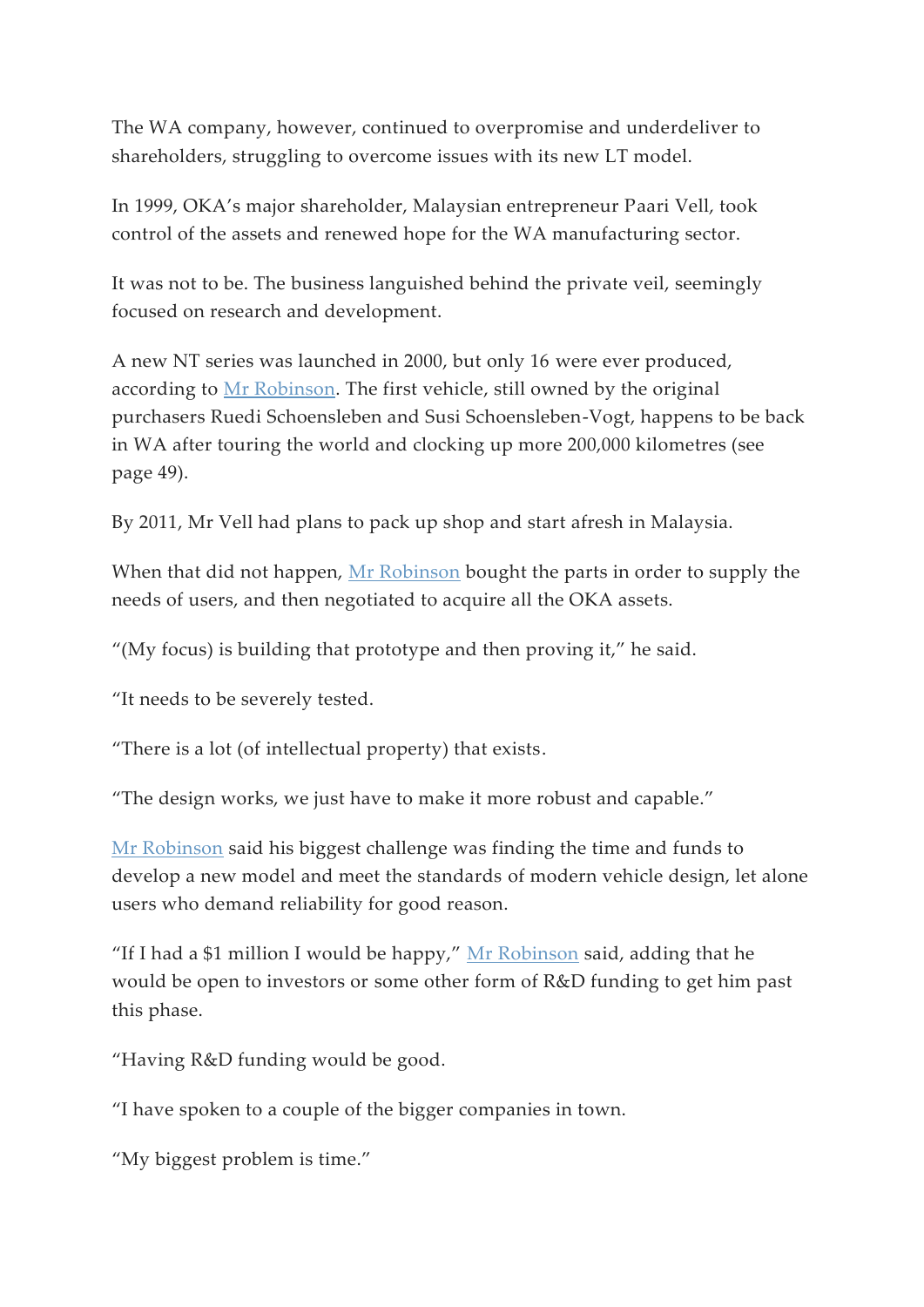The WA company, however, continued to overpromise and underdeliver to shareholders, struggling to overcome issues with its new LT model.

In 1999, OKA's major shareholder, Malaysian entrepreneur Paari Vell, took control of the assets and renewed hope for the WA manufacturing sector.

It was not to be. The business languished behind the private veil, seemingly focused on research and development.

A new NT series was launched in 2000, but only 16 were ever produced, according to Mr Robinson. The first vehicle, still owned by the original purchasers Ruedi Schoensleben and Susi Schoensleben-Vogt, happens to be back in WA after touring the world and clocking up more 200,000 kilometres (see page 49).

By 2011, Mr Vell had plans to pack up shop and start afresh in Malaysia.

When that did not happen, Mr Robinson bought the parts in order to supply the needs of users, and then negotiated to acquire all the OKA assets.

"(My focus) is building that prototype and then proving it," he said.

"It needs to be severely tested.

"There is a lot (of intellectual property) that exists.

"The design works, we just have to make it more robust and capable."

Mr Robinson said his biggest challenge was finding the time and funds to develop a new model and meet the standards of modern vehicle design, let alone users who demand reliability for good reason.

"If I had a $1 million I would be happy," Mr Robinson said, adding that he would be open to investors or some other form of R&D funding to get him past this phase.

"Having R&D funding would be good.

"I have spoken to a couple of the bigger companies in town.

"My biggest problem is time."